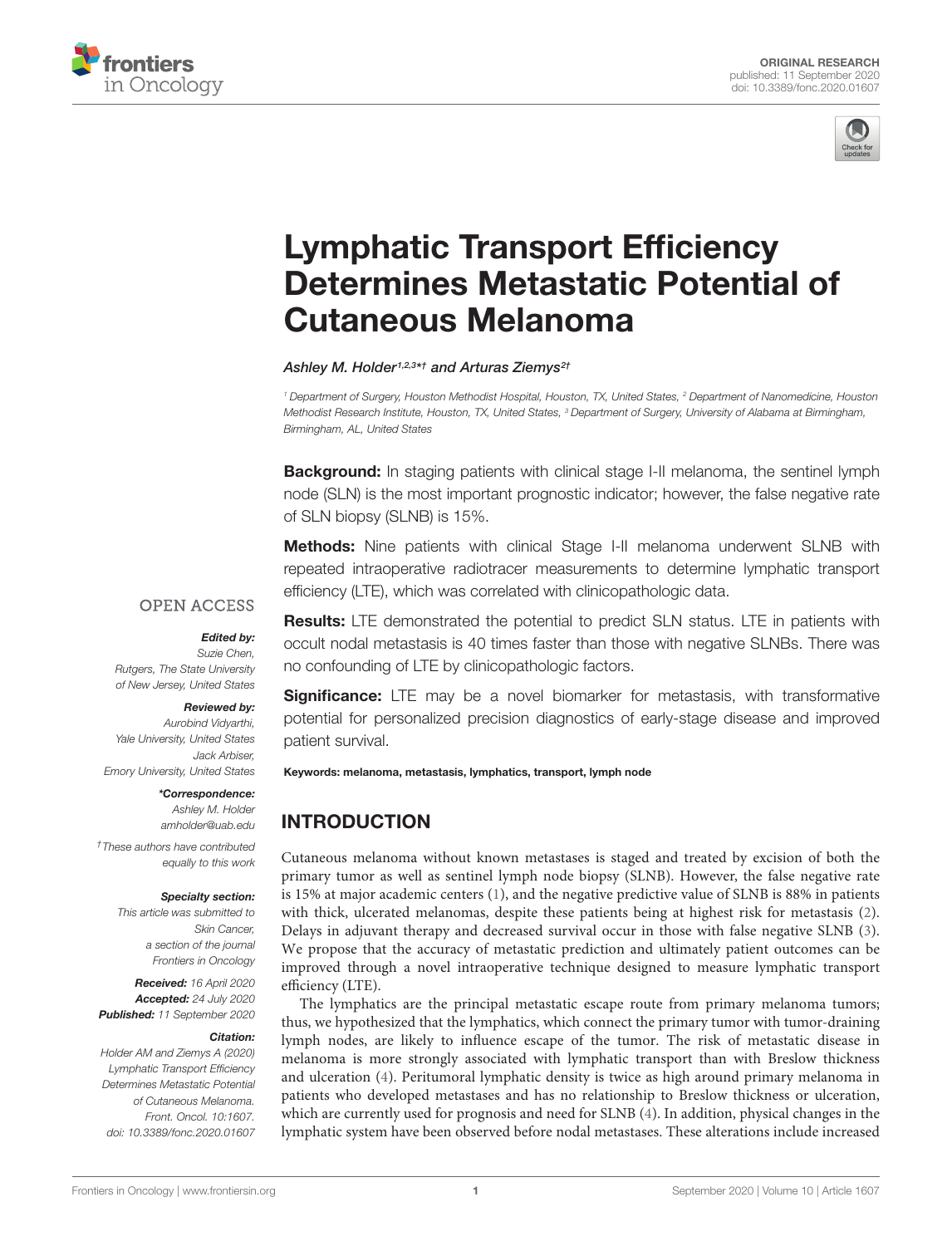ORIGINAL RESEARCH
published: 11 September 2020
doi: 10.3389/fonc.2020.01607

# Lymphatic Transport Efficiency Determines Metastatic Potential of Cutaneous Melanoma

*Ashley M. Holder[1,2,3]*† and Arturas Ziemys[2]†*

[1] Department of Surgery, Houston Methodist Hospital, Houston, TX, United States, [2] Department of Nanomedicine, Houston Methodist Research Institute, Houston, TX, United States, [3] Department of Surgery, University of Alabama at Birmingham, Birmingham, AL, United States

**Background:** In staging patients with clinical stage I-II melanoma, the sentinel lymph node (SLN) is the most important prognostic indicator; however, the false negative rate of SLN biopsy (SLNB) is 15%.

**Methods:** Nine patients with clinical Stage I-II melanoma underwent SLNB with repeated intraoperative radiotracer measurements to determine lymphatic transport efficiency (LTE), which was correlated with clinicopathologic data.

**Results:** LTE demonstrated the potential to predict SLN status. LTE in patients with occult nodal metastasis is 40 times faster than those with negative SLNBs. There was no confounding of LTE by clinicopathologic factors.

**Significance:** LTE may be a novel biomarker for metastasis, with transformative potential for personalized precision diagnostics of early-stage disease and improved patient survival.

**Keywords: melanoma, metastasis, lymphatics, transport, lymph node**

OPEN ACCESS

***Edited by:***
*Suzie Chen,*
*Rutgers, The State University of New Jersey, United States*

***Reviewed by:***
*Aurobind Vidyarthi,*
*Yale University, United States*
*Jack Arbiser,*
*Emory University, United States*

***\*Correspondence:***
*Ashley M. Holder*
*amholder@uab.edu*

*†These authors have contributed equally to this work*

***Specialty section:***
*This article was submitted to Skin Cancer, a section of the journal Frontiers in Oncology*

***Received:*** *16 April 2020*
***Accepted:*** *24 July 2020*
***Published:*** *11 September 2020*

***Citation:***
*Holder AM and Ziemys A (2020) Lymphatic Transport Efficiency Determines Metastatic Potential of Cutaneous Melanoma. Front. Oncol. 10:1607. doi: 10.3389/fonc.2020.01607*

## INTRODUCTION

Cutaneous melanoma without known metastases is staged and treated by excision of both the primary tumor as well as sentinel lymph node biopsy (SLNB). However, the false negative rate is 15% at major academic centers (1), and the negative predictive value of SLNB is 88% in patients with thick, ulcerated melanomas, despite these patients being at highest risk for metastasis (2). Delays in adjuvant therapy and decreased survival occur in those with false negative SLNB (3). We propose that the accuracy of metastatic prediction and ultimately patient outcomes can be improved through a novel intraoperative technique designed to measure lymphatic transport efficiency (LTE).

The lymphatics are the principal metastatic escape route from primary melanoma tumors; thus, we hypothesized that the lymphatics, which connect the primary tumor with tumor-draining lymph nodes, are likely to influence escape of the tumor. The risk of metastatic disease in melanoma is more strongly associated with lymphatic transport than with Breslow thickness and ulceration (4). Peritumoral lymphatic density is twice as high around primary melanoma in patients who developed metastases and has no relationship to Breslow thickness or ulceration, which are currently used for prognosis and need for SLNB (4). In addition, physical changes in the lymphatic system have been observed before nodal metastases. These alterations include increased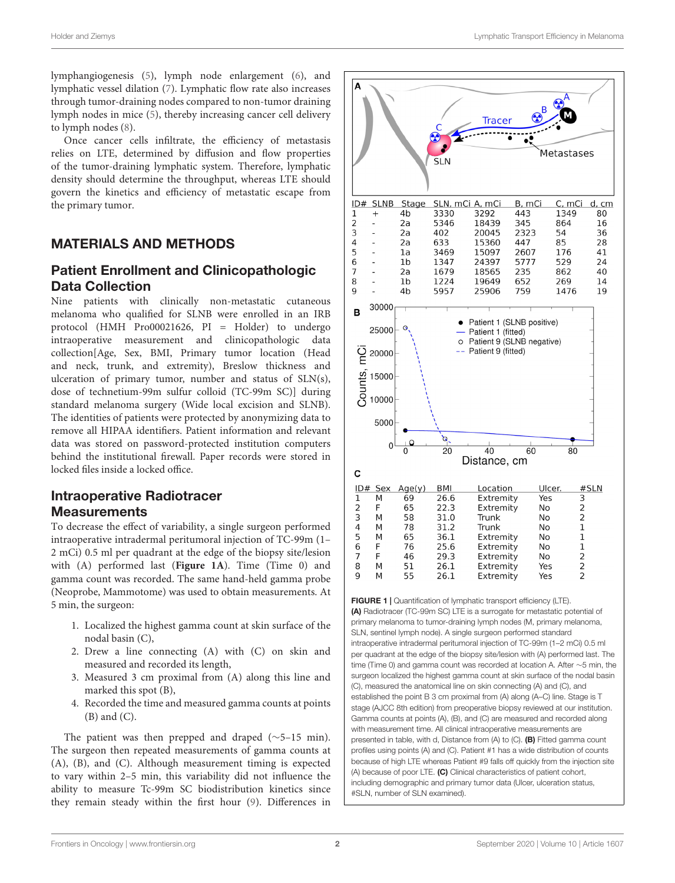lymphangiogenesis (5), lymph node enlargement (6), and lymphatic vessel dilation (7). Lymphatic flow rate also increases through tumor-draining nodes compared to non-tumor draining lymph nodes in mice (5), thereby increasing cancer cell delivery to lymph nodes (8).

Once cancer cells infiltrate, the efficiency of metastasis relies on LTE, determined by diffusion and flow properties of the tumor-draining lymphatic system. Therefore, lymphatic density should determine the throughput, whereas LTE should govern the kinetics and efficiency of metastatic escape from the primary tumor.

## MATERIALS AND METHODS

### Patient Enrollment and Clinicopathologic Data Collection

Nine patients with clinically non-metastatic cutaneous melanoma who qualified for SLNB were enrolled in an IRB protocol (HMH Pro00021626, PI = Holder) to undergo intraoperative measurement and clinicopathologic data collection[Age, Sex, BMI, Primary tumor location (Head and neck, trunk, and extremity), Breslow thickness and ulceration of primary tumor, number and status of SLN(s), dose of technetium-99m sulfur colloid (TC-99m SC)] during standard melanoma surgery (Wide local excision and SLNB). The identities of patients were protected by anonymizing data to remove all HIPAA identifiers. Patient information and relevant data was stored on password-protected institution computers behind the institutional firewall. Paper records were stored in locked files inside a locked office.

### Intraoperative Radiotracer Measurements

To decrease the effect of variability, a single surgeon performed intraoperative intradermal peritumoral injection of TC-99m (1–2 mCi) 0.5 ml per quadrant at the edge of the biopsy site/lesion with (A) performed last (**Figure 1A**). Time (Time 0) and gamma count was recorded. The same hand-held gamma probe (Neoprobe, Mammotome) was used to obtain measurements. At 5 min, the surgeon:

1. Localized the highest gamma count at skin surface of the nodal basin (C),
2. Drew a line connecting (A) with (C) on skin and measured and recorded its length,
3. Measured 3 cm proximal from (A) along this line and marked this spot (B),
4. Recorded the time and measured gamma counts at points (B) and (C).

The patient was then prepped and draped (∼5–15 min). The surgeon then repeated measurements of gamma counts at (A), (B), and (C). Although measurement timing is expected to vary within 2–5 min, this variability did not influence the ability to measure Tc-99m SC biodistribution kinetics since they remain steady within the first hour (9). Differences in

**A**

A
B
M
C
Tracer
SLN
Metastases

| ID# | SLNB | Stage | SLN, mCi | A, mCi | B, mCi | C, mCi | d, cm |
|---|---|---|---|---|---|---|---|
| 1 | + | 4b | 3330 | 3292 | 443 | 1349 | 80 |
| 2 | - | 2a | 5346 | 18439 | 345 | 864 | 16 |
| 3 | - | 2a | 402 | 20045 | 2323 | 54 | 36 |
| 4 | - | 2a | 633 | 15360 | 447 | 85 | 28 |
| 5 | - | 1a | 3469 | 15097 | 2607 | 176 | 41 |
| 6 | - | 1b | 1347 | 24397 | 5777 | 529 | 24 |
| 7 | - | 2a | 1679 | 18565 | 235 | 862 | 40 |
| 8 | - | 1b | 1224 | 19649 | 652 | 269 | 14 |
| 9 | - | 4b | 5957 | 25906 | 759 | 1476 | 19 |

**B**

Counts, mCi
30000
25000
20000
15000
10000
5000
0
Distance, cm
0
20
40
60
80
● Patient 1 (SLNB positive)
— Patient 1 (fitted)
○ Patient 9 (SLNB negative)
-- Patient 9 (fitted)

**C**

| ID# | Sex | Age(y) | BMI | Location | Ulcer. | #SLN |
|---|---|---|---|---|---|---|
| 1 | M | 69 | 26.6 | Extremity | Yes | 3 |
| 2 | F | 65 | 22.3 | Extremity | No | 2 |
| 3 | M | 58 | 31.0 | Trunk | No | 2 |
| 4 | M | 78 | 31.2 | Trunk | No | 1 |
| 5 | M | 65 | 36.1 | Extremity | No | 1 |
| 6 | F | 76 | 25.6 | Extremity | No | 1 |
| 7 | F | 46 | 29.3 | Extremity | No | 2 |
| 8 | M | 51 | 26.1 | Extremity | Yes | 2 |
| 9 | M | 55 | 26.1 | Extremity | Yes | 2 |

**FIGURE 1 |** Quantification of lymphatic transport efficiency (LTE). **(A)** Radiotracer (TC-99m SC) LTE is a surrogate for metastatic potential of primary melanoma to tumor-draining lymph nodes (M, primary melanoma, SLN, sentinel lymph node). A single surgeon performed standard intraoperative intradermal peritumoral injection of TC-99m (1–2 mCi) 0.5 ml per quadrant at the edge of the biopsy site/lesion with (A) performed last. The time (Time 0) and gamma count was recorded at location A. After ∼5 min, the surgeon localized the highest gamma count at skin surface of the nodal basin (C), measured the anatomical line on skin connecting (A) and (C), and established the point B 3 cm proximal from (A) along (A–C) line. Stage is T stage (AJCC 8th edition) from preoperative biopsy reviewed at our institution. Gamma counts at points (A), (B), and (C) are measured and recorded along with measurement time. All clinical intraoperative measurements are presented in table, with d, Distance from (A) to (C). **(B)** Fitted gamma count profiles using points (A) and (C). Patient #1 has a wide distribution of counts because of high LTE whereas Patient #9 falls off quickly from the injection site (A) because of poor LTE. **(C)** Clinical characteristics of patient cohort, including demographic and primary tumor data (Ulcer, ulceration status, #SLN, number of SLN examined).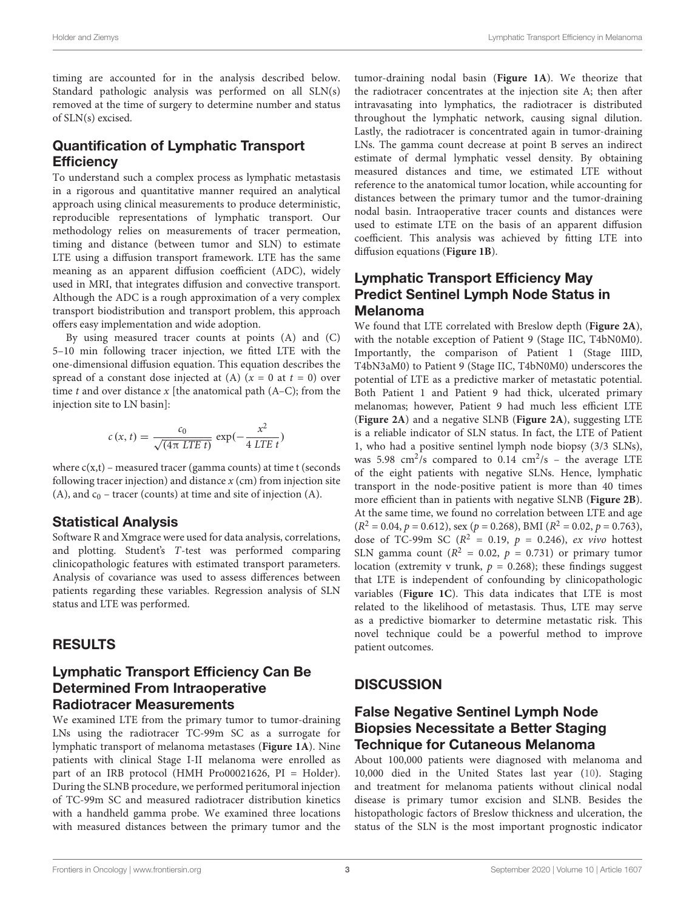timing are accounted for in the analysis described below. Standard pathologic analysis was performed on all SLN(s) removed at the time of surgery to determine number and status of SLN(s) excised.

## Quantification of Lymphatic Transport Efficiency

To understand such a complex process as lymphatic metastasis in a rigorous and quantitative manner required an analytical approach using clinical measurements to produce deterministic, reproducible representations of lymphatic transport. Our methodology relies on measurements of tracer permeation, timing and distance (between tumor and SLN) to estimate LTE using a diffusion transport framework. LTE has the same meaning as an apparent diffusion coefficient (ADC), widely used in MRI, that integrates diffusion and convective transport. Although the ADC is a rough approximation of a very complex transport biodistribution and transport problem, this approach offers easy implementation and wide adoption.

By using measured tracer counts at points (A) and (C) 5–10 min following tracer injection, we fitted LTE with the one-dimensional diffusion equation. This equation describes the spread of a constant dose injected at (A) ($x = 0$ at $t = 0$) over time $t$ and over distance $x$ [the anatomical path (A–C); from the injection site to LN basin]:

$$c(x, t) = \frac{c_0}{\sqrt{(4\pi\ LTE\ t)}}\ \exp(-\frac{x^2}{4\ LTE\ t})$$

where c(x,t) – measured tracer (gamma counts) at time t (seconds following tracer injection) and distance $x$ (cm) from injection site (A), and $c_0$ – tracer (counts) at time and site of injection (A).

## Statistical Analysis

Software R and Xmgrace were used for data analysis, correlations, and plotting. Student's *T*-test was performed comparing clinicopathologic features with estimated transport parameters. Analysis of covariance was used to assess differences between patients regarding these variables. Regression analysis of SLN status and LTE was performed.

# RESULTS

## Lymphatic Transport Efficiency Can Be Determined From Intraoperative Radiotracer Measurements

We examined LTE from the primary tumor to tumor-draining LNs using the radiotracer TC-99m SC as a surrogate for lymphatic transport of melanoma metastases (**Figure 1A**). Nine patients with clinical Stage I-II melanoma were enrolled as part of an IRB protocol (HMH Pro00021626, PI = Holder). During the SLNB procedure, we performed peritumoral injection of TC-99m SC and measured radiotracer distribution kinetics with a handheld gamma probe. We examined three locations with measured distances between the primary tumor and the tumor-draining nodal basin (**Figure 1A**). We theorize that the radiotracer concentrates at the injection site A; then after intravasating into lymphatics, the radiotracer is distributed throughout the lymphatic network, causing signal dilution. Lastly, the radiotracer is concentrated again in tumor-draining LNs. The gamma count decrease at point B serves an indirect estimate of dermal lymphatic vessel density. By obtaining measured distances and time, we estimated LTE without reference to the anatomical tumor location, while accounting for distances between the primary tumor and the tumor-draining nodal basin. Intraoperative tracer counts and distances were used to estimate LTE on the basis of an apparent diffusion coefficient. This analysis was achieved by fitting LTE into diffusion equations (**Figure 1B**).

## Lymphatic Transport Efficiency May Predict Sentinel Lymph Node Status in Melanoma

We found that LTE correlated with Breslow depth (**Figure 2A**), with the notable exception of Patient 9 (Stage IIC, T4bN0M0). Importantly, the comparison of Patient 1 (Stage IIID, T4bN3aM0) to Patient 9 (Stage IIC, T4bN0M0) underscores the potential of LTE as a predictive marker of metastatic potential. Both Patient 1 and Patient 9 had thick, ulcerated primary melanomas; however, Patient 9 had much less efficient LTE (**Figure 2A**) and a negative SLNB (**Figure 2A**), suggesting LTE is a reliable indicator of SLN status. In fact, the LTE of Patient 1, who had a positive sentinel lymph node biopsy (3/3 SLNs), was 5.98 $cm^2/s$ compared to 0.14 $cm^2/s$ – the average LTE of the eight patients with negative SLNs. Hence, lymphatic transport in the node-positive patient is more than 40 times more efficient than in patients with negative SLNB (**Figure 2B**). At the same time, we found no correlation between LTE and age ($R^2 = 0.04$, $p = 0.612$), sex ($p = 0.268$), BMI ($R^2 = 0.02$, $p = 0.763$), dose of TC-99m SC ($R^2 = 0.19$, $p = 0.246$), *ex vivo* hottest SLN gamma count ($R^2 = 0.02$, $p = 0.731$) or primary tumor location (extremity v trunk, $p = 0.268$); these findings suggest that LTE is independent of confounding by clinicopathologic variables (**Figure 1C**). This data indicates that LTE is most related to the likelihood of metastasis. Thus, LTE may serve as a predictive biomarker to determine metastatic risk. This novel technique could be a powerful method to improve patient outcomes.

# DISCUSSION

## False Negative Sentinel Lymph Node Biopsies Necessitate a Better Staging Technique for Cutaneous Melanoma

About 100,000 patients were diagnosed with melanoma and 10,000 died in the United States last year (10). Staging and treatment for melanoma patients without clinical nodal disease is primary tumor excision and SLNB. Besides the histopathologic factors of Breslow thickness and ulceration, the status of the SLN is the most important prognostic indicator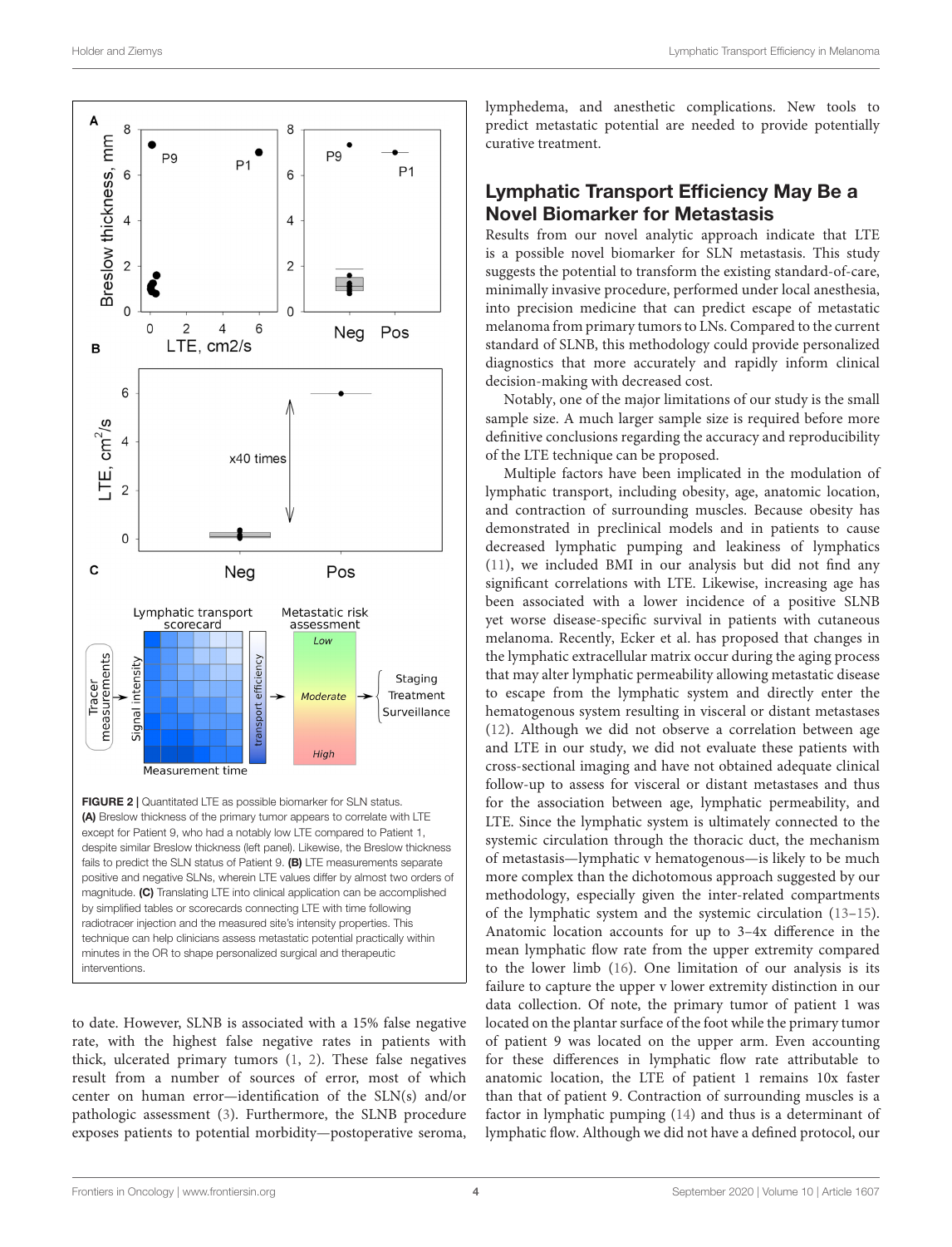**FIGURE 2** | Quantitated LTE as possible biomarker for SLN status. **(A)** Breslow thickness of the primary tumor appears to correlate with LTE except for Patient 9, who had a notably low LTE compared to Patient 1, despite similar Breslow thickness (left panel). Likewise, the Breslow thickness fails to predict the SLN status of Patient 9. **(B)** LTE measurements separate positive and negative SLNs, wherein LTE values differ by almost two orders of magnitude. **(C)** Translating LTE into clinical application can be accomplished by simplified tables or scorecards connecting LTE with time following radiotracer injection and the measured site's intensity properties. This technique can help clinicians assess metastatic potential practically within minutes in the OR to shape personalized surgical and therapeutic interventions.

to date. However, SLNB is associated with a 15% false negative rate, with the highest false negative rates in patients with thick, ulcerated primary tumors (1, 2). These false negatives result from a number of sources of error, most of which center on human error—identification of the SLN(s) and/or pathologic assessment (3). Furthermore, the SLNB procedure exposes patients to potential morbidity—postoperative seroma, lymphedema, and anesthetic complications. New tools to predict metastatic potential are needed to provide potentially curative treatment.

## Lymphatic Transport Efficiency May Be a Novel Biomarker for Metastasis

Results from our novel analytic approach indicate that LTE is a possible novel biomarker for SLN metastasis. This study suggests the potential to transform the existing standard-of-care, minimally invasive procedure, performed under local anesthesia, into precision medicine that can predict escape of metastatic melanoma from primary tumors to LNs. Compared to the current standard of SLNB, this methodology could provide personalized diagnostics that more accurately and rapidly inform clinical decision-making with decreased cost.

Notably, one of the major limitations of our study is the small sample size. A much larger sample size is required before more definitive conclusions regarding the accuracy and reproducibility of the LTE technique can be proposed.

Multiple factors have been implicated in the modulation of lymphatic transport, including obesity, age, anatomic location, and contraction of surrounding muscles. Because obesity has demonstrated in preclinical models and in patients to cause decreased lymphatic pumping and leakiness of lymphatics (11), we included BMI in our analysis but did not find any significant correlations with LTE. Likewise, increasing age has been associated with a lower incidence of a positive SLNB yet worse disease-specific survival in patients with cutaneous melanoma. Recently, Ecker et al. has proposed that changes in the lymphatic extracellular matrix occur during the aging process that may alter lymphatic permeability allowing metastatic disease to escape from the lymphatic system and directly enter the hematogenous system resulting in visceral or distant metastases (12). Although we did not observe a correlation between age and LTE in our study, we did not evaluate these patients with cross-sectional imaging and have not obtained adequate clinical follow-up to assess for visceral or distant metastases and thus for the association between age, lymphatic permeability, and LTE. Since the lymphatic system is ultimately connected to the systemic circulation through the thoracic duct, the mechanism of metastasis—lymphatic v hematogenous—is likely to be much more complex than the dichotomous approach suggested by our methodology, especially given the inter-related compartments of the lymphatic system and the systemic circulation (13–15). Anatomic location accounts for up to 3–4x difference in the mean lymphatic flow rate from the upper extremity compared to the lower limb (16). One limitation of our analysis is its failure to capture the upper v lower extremity distinction in our data collection. Of note, the primary tumor of patient 1 was located on the plantar surface of the foot while the primary tumor of patient 9 was located on the upper arm. Even accounting for these differences in lymphatic flow rate attributable to anatomic location, the LTE of patient 1 remains 10x faster than that of patient 9. Contraction of surrounding muscles is a factor in lymphatic pumping (14) and thus is a determinant of lymphatic flow. Although we did not have a defined protocol, our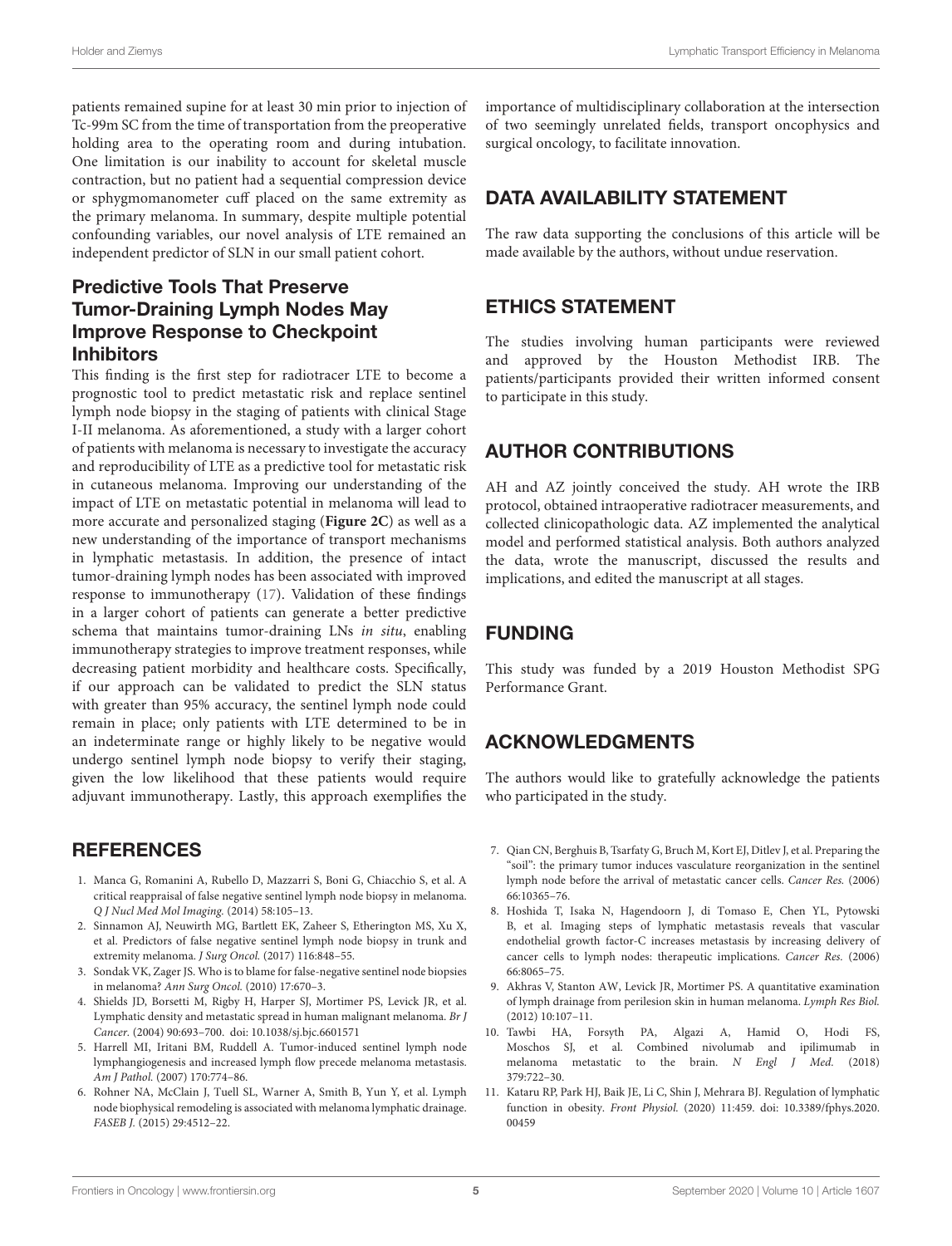patients remained supine for at least 30 min prior to injection of Tc-99m SC from the time of transportation from the preoperative holding area to the operating room and during intubation. One limitation is our inability to account for skeletal muscle contraction, but no patient had a sequential compression device or sphygmomanometer cuff placed on the same extremity as the primary melanoma. In summary, despite multiple potential confounding variables, our novel analysis of LTE remained an independent predictor of SLN in our small patient cohort.

### Predictive Tools That Preserve Tumor-Draining Lymph Nodes May Improve Response to Checkpoint Inhibitors

This finding is the first step for radiotracer LTE to become a prognostic tool to predict metastatic risk and replace sentinel lymph node biopsy in the staging of patients with clinical Stage I-II melanoma. As aforementioned, a study with a larger cohort of patients with melanoma is necessary to investigate the accuracy and reproducibility of LTE as a predictive tool for metastatic risk in cutaneous melanoma. Improving our understanding of the impact of LTE on metastatic potential in melanoma will lead to more accurate and personalized staging (**Figure 2C**) as well as a new understanding of the importance of transport mechanisms in lymphatic metastasis. In addition, the presence of intact tumor-draining lymph nodes has been associated with improved response to immunotherapy (17). Validation of these findings in a larger cohort of patients can generate a better predictive schema that maintains tumor-draining LNs *in situ*, enabling immunotherapy strategies to improve treatment responses, while decreasing patient morbidity and healthcare costs. Specifically, if our approach can be validated to predict the SLN status with greater than 95% accuracy, the sentinel lymph node could remain in place; only patients with LTE determined to be in an indeterminate range or highly likely to be negative would undergo sentinel lymph node biopsy to verify their staging, given the low likelihood that these patients would require adjuvant immunotherapy. Lastly, this approach exemplifies the importance of multidisciplinary collaboration at the intersection of two seemingly unrelated fields, transport oncophysics and surgical oncology, to facilitate innovation.

## DATA AVAILABILITY STATEMENT

The raw data supporting the conclusions of this article will be made available by the authors, without undue reservation.

## ETHICS STATEMENT

The studies involving human participants were reviewed and approved by the Houston Methodist IRB. The patients/participants provided their written informed consent to participate in this study.

## AUTHOR CONTRIBUTIONS

AH and AZ jointly conceived the study. AH wrote the IRB protocol, obtained intraoperative radiotracer measurements, and collected clinicopathologic data. AZ implemented the analytical model and performed statistical analysis. Both authors analyzed the data, wrote the manuscript, discussed the results and implications, and edited the manuscript at all stages.

## FUNDING

This study was funded by a 2019 Houston Methodist SPG Performance Grant.

## ACKNOWLEDGMENTS

The authors would like to gratefully acknowledge the patients who participated in the study.

## REFERENCES

1. Manca G, Romanini A, Rubello D, Mazzarri S, Boni G, Chiacchio S, et al. A critical reappraisal of false negative sentinel lymph node biopsy in melanoma. *Q J Nucl Med Mol Imaging.* (2014) 58:105–13.
2. Sinnamon AJ, Neuwirth MG, Bartlett EK, Zaheer S, Etherington MS, Xu X, et al. Predictors of false negative sentinel lymph node biopsy in trunk and extremity melanoma. *J Surg Oncol.* (2017) 116:848–55.
3. Sondak VK, Zager JS. Who is to blame for false-negative sentinel node biopsies in melanoma? *Ann Surg Oncol.* (2010) 17:670–3.
4. Shields JD, Borsetti M, Rigby H, Harper SJ, Mortimer PS, Levick JR, et al. Lymphatic density and metastatic spread in human malignant melanoma. *Br J Cancer.* (2004) 90:693–700. doi: 10.1038/sj.bjc.6601571
5. Harrell MI, Iritani BM, Ruddell A. Tumor-induced sentinel lymph node lymphangiogenesis and increased lymph flow precede melanoma metastasis. *Am J Pathol.* (2007) 170:774–86.
6. Rohner NA, McClain J, Tuell SL, Warner A, Smith B, Yun Y, et al. Lymph node biophysical remodeling is associated with melanoma lymphatic drainage. *FASEB J.* (2015) 29:4512–22.
7. Qian CN, Berghuis B, Tsarfaty G, Bruch M, Kort EJ, Ditlev J, et al. Preparing the "soil": the primary tumor induces vasculature reorganization in the sentinel lymph node before the arrival of metastatic cancer cells. *Cancer Res.* (2006) 66:10365–76.
8. Hoshida T, Isaka N, Hagendoorn J, di Tomaso E, Chen YL, Pytowski B, et al. Imaging steps of lymphatic metastasis reveals that vascular endothelial growth factor-C increases metastasis by increasing delivery of cancer cells to lymph nodes: therapeutic implications. *Cancer Res.* (2006) 66:8065–75.
9. Akhras V, Stanton AW, Levick JR, Mortimer PS. A quantitative examination of lymph drainage from perilesion skin in human melanoma. *Lymph Res Biol.* (2012) 10:107–11.
10. Tawbi HA, Forsyth PA, Algazi A, Hamid O, Hodi FS, Moschos SJ, et al. Combined nivolumab and ipilimumab in melanoma metastatic to the brain. *N Engl J Med.* (2018) 379:722–30.
11. Kataru RP, Park HJ, Baik JE, Li C, Shin J, Mehrara BJ. Regulation of lymphatic function in obesity. *Front Physiol.* (2020) 11:459. doi: 10.3389/fphys.2020.00459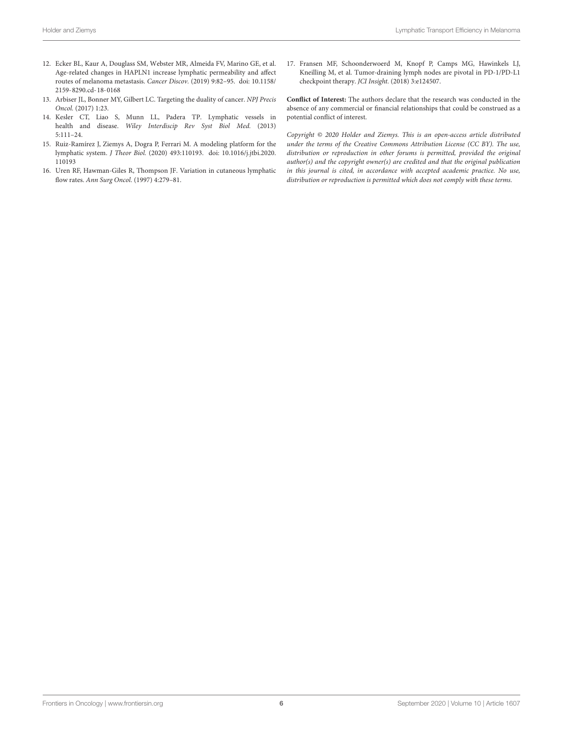12. Ecker BL, Kaur A, Douglass SM, Webster MR, Almeida FV, Marino GE, et al. Age-related changes in HAPLN1 increase lymphatic permeability and affect routes of melanoma metastasis. *Cancer Discov.* (2019) 9:82–95. doi: 10.1158/2159-8290.cd-18-0168
13. Arbiser JL, Bonner MY, Gilbert LC. Targeting the duality of cancer. *NPJ Precis Oncol.* (2017) 1:23.
14. Kesler CT, Liao S, Munn LL, Padera TP. Lymphatic vessels in health and disease. *Wiley Interdiscip Rev Syst Biol Med.* (2013) 5:111–24.
15. Ruiz-Ramírez J, Ziemys A, Dogra P, Ferrari M. A modeling platform for the lymphatic system. *J Theor Biol.* (2020) 493:110193. doi: 10.1016/j.jtbi.2020.110193
16. Uren RF, Hawman-Giles R, Thompson JF. Variation in cutaneous lymphatic flow rates. *Ann Surg Oncol.* (1997) 4:279–81.
17. Fransen MF, Schoonderwoerd M, Knopf P, Camps MG, Hawinkels LJ, Kneilling M, et al. Tumor-draining lymph nodes are pivotal in PD-1/PD-L1 checkpoint therapy. *JCI Insight.* (2018) 3:e124507.

**Conflict of Interest:** The authors declare that the research was conducted in the absence of any commercial or financial relationships that could be construed as a potential conflict of interest.

*Copyright © 2020 Holder and Ziemys. This is an open-access article distributed under the terms of the Creative Commons Attribution License (CC BY). The use, distribution or reproduction in other forums is permitted, provided the original author(s) and the copyright owner(s) are credited and that the original publication in this journal is cited, in accordance with accepted academic practice. No use, distribution or reproduction is permitted which does not comply with these terms.*